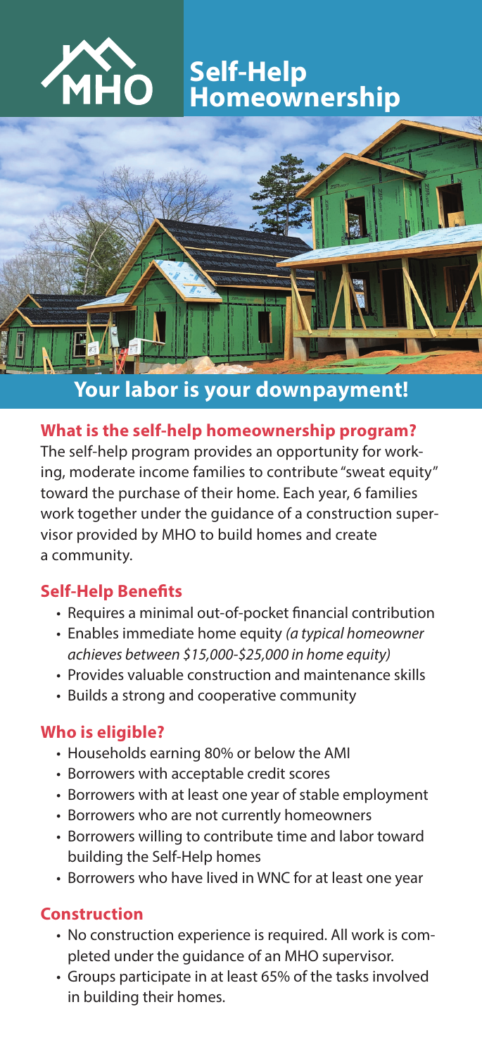# Self-Help Homeownership

## Your labor is your downpayment!

### What is the self-help homeownership program?

The self-help program provides an opportunity for working, moderate income families to contribute "sweat equity" toward the purchase of their home. Each year, 6 families work together under the guidance of a construction supervisor provided by MHO to build homes and create a community.

### Self-Help Benefits

- Requires a minimal out-of-pocket financial contribution
- Enables immediate home equity *(a typical homeowner achieves between $15,000-$25,000 in home equity)*
- Provides valuable construction and maintenance skills
- Builds a strong and cooperative community

### Who is eligible?

- Households earning 80% or below the AMI
- Borrowers with acceptable credit scores
- Borrowers with at least one year of stable employment
- Borrowers who are not currently homeowners
- Borrowers willing to contribute time and labor toward building the Self-Help homes
- Borrowers who have lived in WNC for at least one year

### Construction

- No construction experience is required. All work is completed under the guidance of an MHO supervisor.
- Groups participate in at least 65% of the tasks involved in building their homes.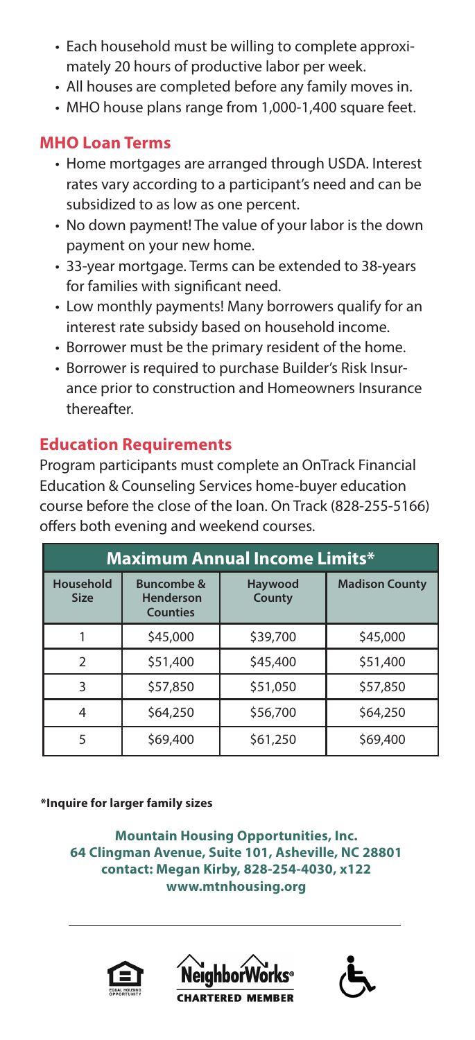- Each household must be willing to complete approximately 20 hours of productive labor per week.
- All houses are completed before any family moves in.
- MHO house plans range from 1,000-1,400 square feet.

## MHO Loan Terms

- Home mortgages are arranged through USDA. Interest rates vary according to a participant's need and can be subsidized to as low as one percent.
- No down payment! The value of your labor is the down payment on your new home.
- 33-year mortgage. Terms can be extended to 38-years for families with significant need.
- Low monthly payments! Many borrowers qualify for an interest rate subsidy based on household income.
- Borrower must be the primary resident of the home.
- Borrower is required to purchase Builder's Risk Insurance prior to construction and Homeowners Insurance thereafter.

## Education Requirements

Program participants must complete an OnTrack Financial Education & Counseling Services home-buyer education course before the close of the loan. On Track (828-255-5166) offers both evening and weekend courses.

| Maximum Annual Income Limits* | | | |
|---|---|---|---|
| Household Size | Buncombe & Henderson Counties | Haywood County | Madison County |
| 1 | $45,000 | $39,700 | $45,000 |
| 2 | $51,400 | $45,400 | $51,400 |
| 3 | $57,850 | $51,050 | $57,850 |
| 4 | $64,250 | $56,700 | $64,250 |
| 5 | $69,400 | $61,250 | $69,400 |

**\*Inquire for larger family sizes**

**Mountain Housing Opportunities, Inc.**
**64 Clingman Avenue, Suite 101, Asheville, NC 28801**
**contact: Megan Kirby, 828-254-4030, x122**
**www.mtnhousing.org**

EQUAL HOUSING OPPORTUNITY

NeighborWorks® CHARTERED MEMBER